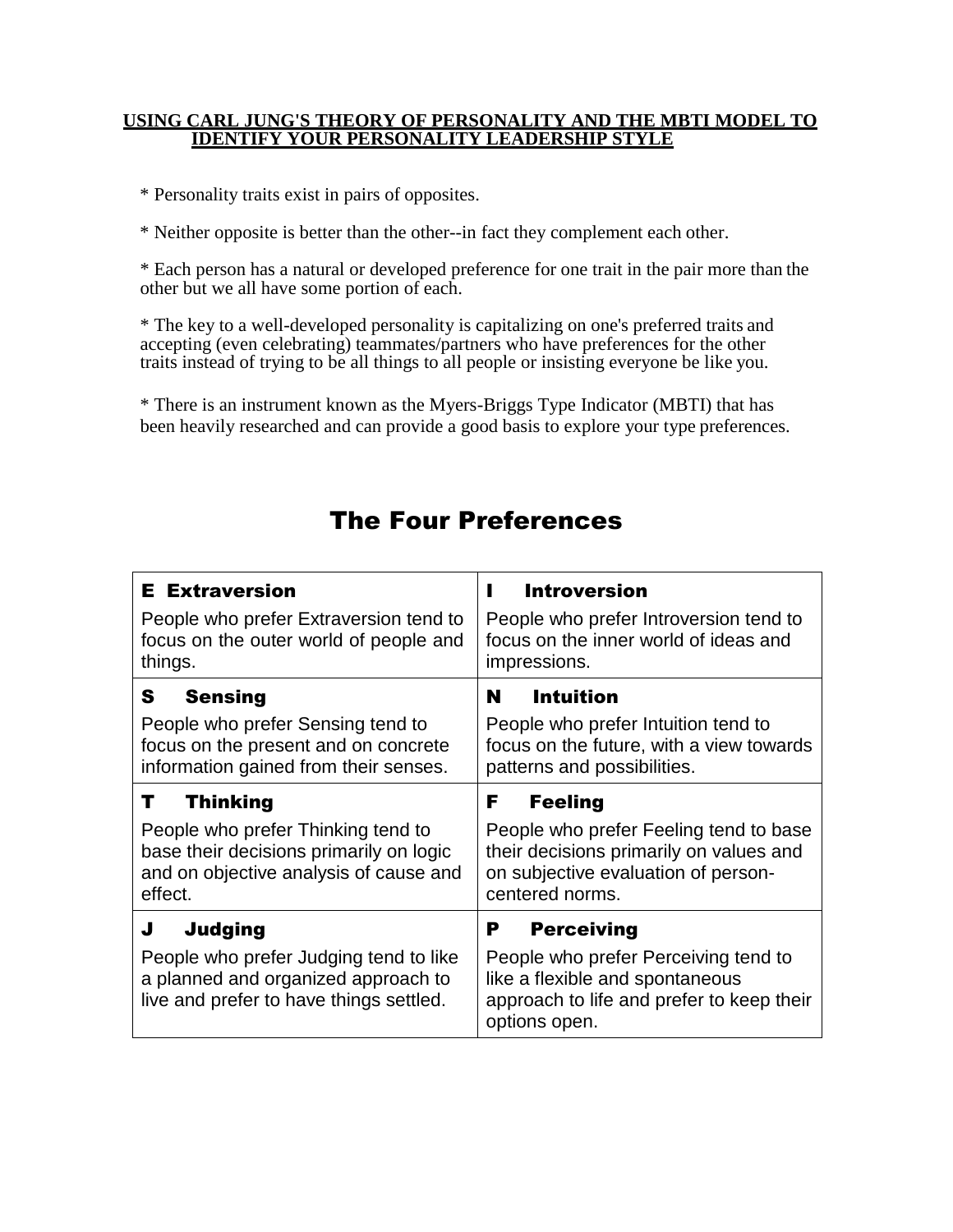# USING CARL JUNG'S THEORY OF PERSONALITY AND THE MBTI MODEL TO IDENTIFY YOUR PERSONALITY LEADERSHIP STYLE

* Personality traits exist in pairs of opposites.

* Neither opposite is better than the other--in fact they complement each other.

* Each person has a natural or developed preference for one trait in the pair more than the other but we all have some portion of each.

* The key to a well-developed personality is capitalizing on one's preferred traits and accepting (even celebrating) teammates/partners who have preferences for the other traits instead of trying to be all things to all people or insisting everyone be like you.

* There is an instrument known as the Myers-Briggs Type Indicator (MBTI) that has been heavily researched and can provide a good basis to explore your type preferences.

## The Four Preferences

| | |
|---|---|
| **E Extraversion**<br>People who prefer Extraversion tend to focus on the outer world of people and things. | **I Introversion**<br>People who prefer Introversion tend to focus on the inner world of ideas and impressions. |
| **S Sensing**<br>People who prefer Sensing tend to focus on the present and on concrete information gained from their senses. | **N Intuition**<br>People who prefer Intuition tend to focus on the future, with a view towards patterns and possibilities. |
| **T Thinking**<br>People who prefer Thinking tend to base their decisions primarily on logic and on objective analysis of cause and effect. | **F Feeling**<br>People who prefer Feeling tend to base their decisions primarily on values and on subjective evaluation of person-centered norms. |
| **J Judging**<br>People who prefer Judging tend to like a planned and organized approach to live and prefer to have things settled. | **P Perceiving**<br>People who prefer Perceiving tend to like a flexible and spontaneous approach to life and prefer to keep their options open. |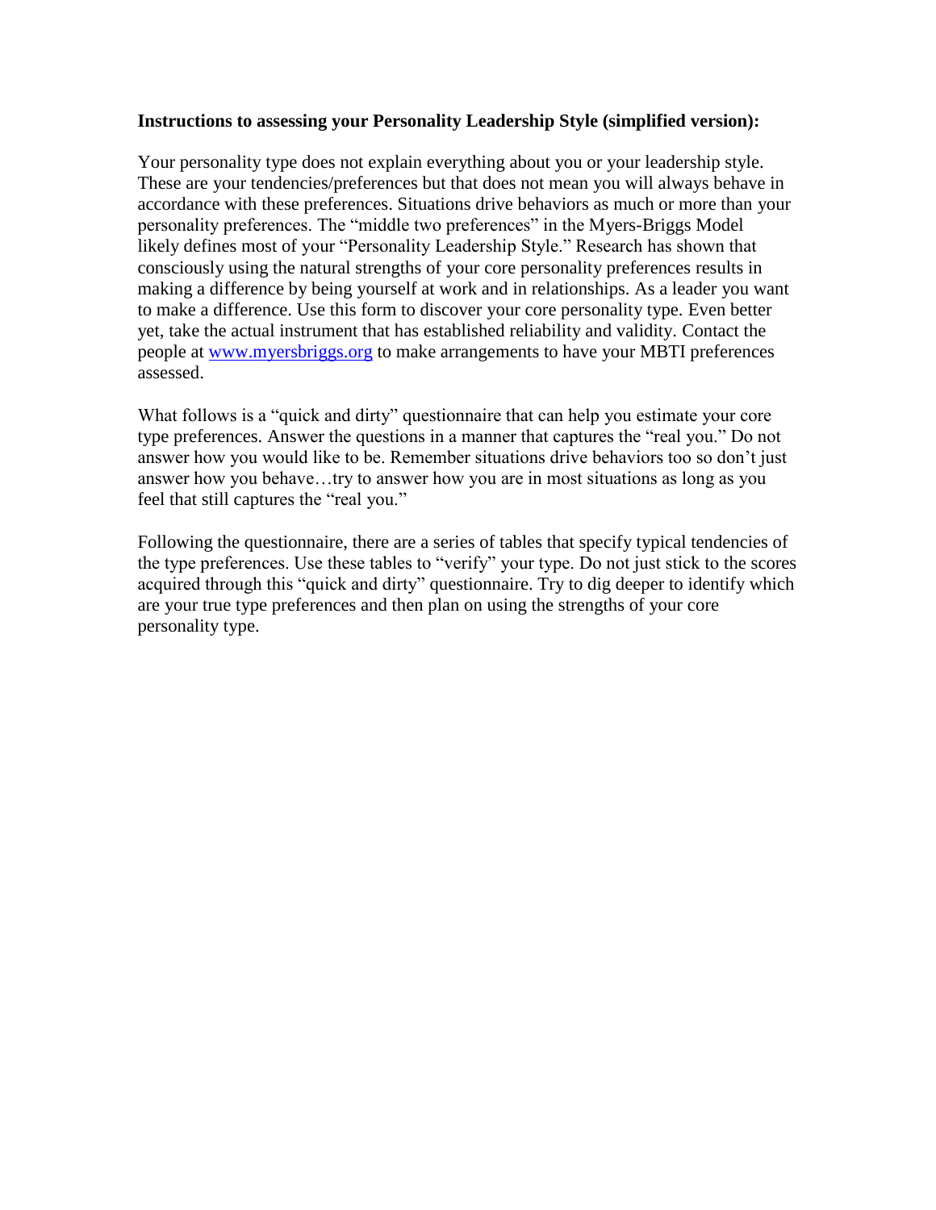**Instructions to assessing your Personality Leadership Style (simplified version):**

Your personality type does not explain everything about you or your leadership style. These are your tendencies/preferences but that does not mean you will always behave in accordance with these preferences. Situations drive behaviors as much or more than your personality preferences. The "middle two preferences" in the Myers-Briggs Model likely defines most of your "Personality Leadership Style." Research has shown that consciously using the natural strengths of your core personality preferences results in making a difference by being yourself at work and in relationships. As a leader you want to make a difference. Use this form to discover your core personality type. Even better yet, take the actual instrument that has established reliability and validity. Contact the people at [www.myersbriggs.org](http://www.myersbriggs.org) to make arrangements to have your MBTI preferences assessed.

What follows is a "quick and dirty" questionnaire that can help you estimate your core type preferences. Answer the questions in a manner that captures the "real you." Do not answer how you would like to be. Remember situations drive behaviors too so don't just answer how you behave…try to answer how you are in most situations as long as you feel that still captures the "real you."

Following the questionnaire, there are a series of tables that specify typical tendencies of the type preferences. Use these tables to "verify" your type. Do not just stick to the scores acquired through this "quick and dirty" questionnaire. Try to dig deeper to identify which are your true type preferences and then plan on using the strengths of your core personality type.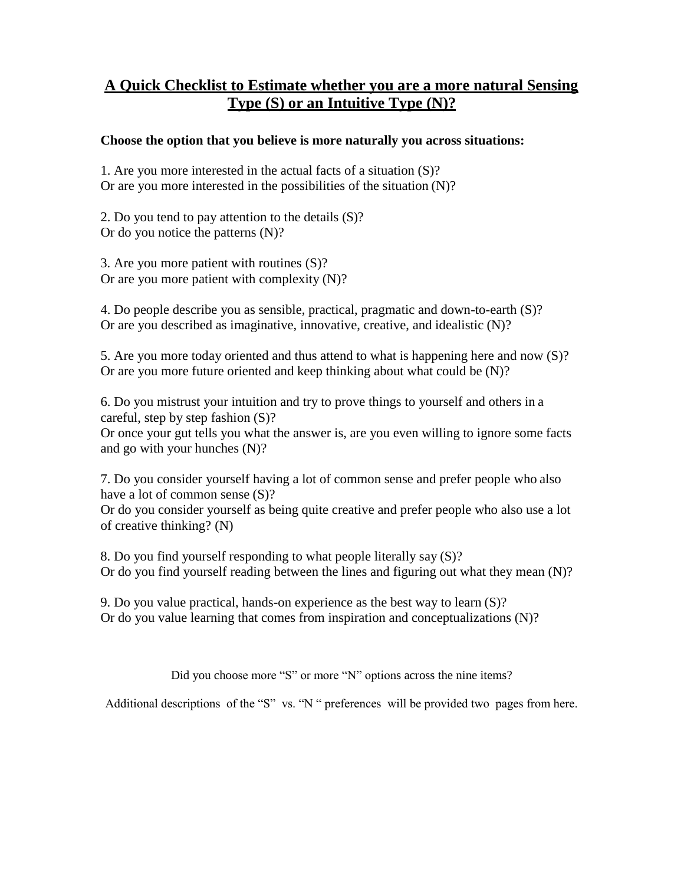# A Quick Checklist to Estimate whether you are a more natural Sensing Type (S) or an Intuitive Type (N)?

**Choose the option that you believe is more naturally you across situations:**

1. Are you more interested in the actual facts of a situation (S)?
Or are you more interested in the possibilities of the situation (N)?

2. Do you tend to pay attention to the details (S)?
Or do you notice the patterns (N)?

3. Are you more patient with routines (S)?
Or are you more patient with complexity (N)?

4. Do people describe you as sensible, practical, pragmatic and down-to-earth (S)?
Or are you described as imaginative, innovative, creative, and idealistic (N)?

5. Are you more today oriented and thus attend to what is happening here and now (S)?
Or are you more future oriented and keep thinking about what could be (N)?

6. Do you mistrust your intuition and try to prove things to yourself and others in a careful, step by step fashion (S)?
Or once your gut tells you what the answer is, are you even willing to ignore some facts and go with your hunches (N)?

7. Do you consider yourself having a lot of common sense and prefer people who also have a lot of common sense (S)?
Or do you consider yourself as being quite creative and prefer people who also use a lot of creative thinking? (N)

8. Do you find yourself responding to what people literally say (S)?
Or do you find yourself reading between the lines and figuring out what they mean (N)?

9. Do you value practical, hands-on experience as the best way to learn (S)?
Or do you value learning that comes from inspiration and conceptualizations (N)?

Did you choose more "S" or more "N" options across the nine items?

Additional descriptions of the "S" vs. "N " preferences will be provided two pages from here.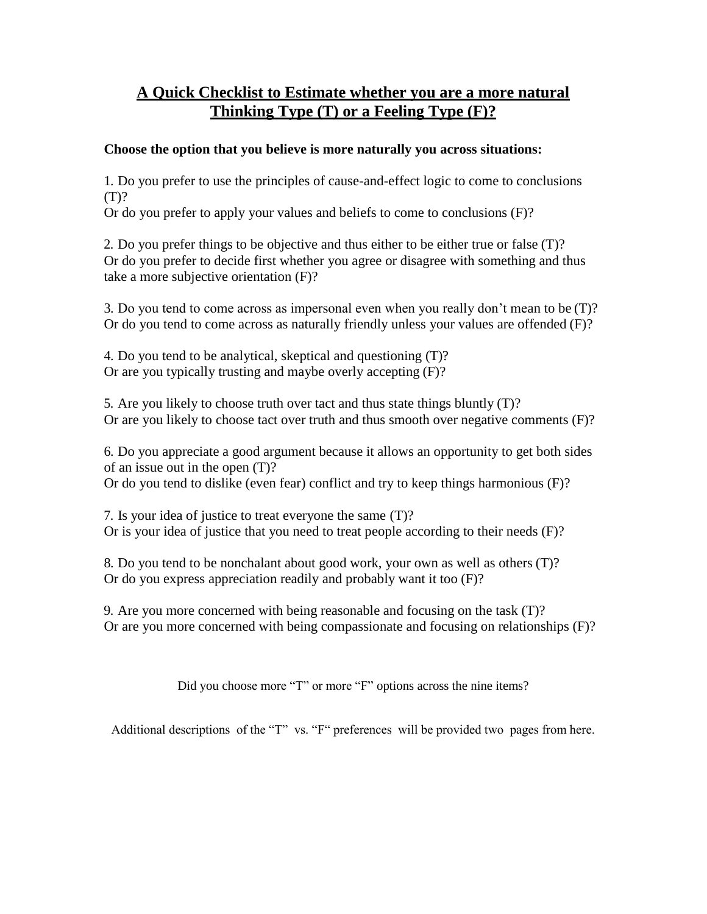## A Quick Checklist to Estimate whether you are a more natural Thinking Type (T) or a Feeling Type (F)?

**Choose the option that you believe is more naturally you across situations:**

1. Do you prefer to use the principles of cause-and-effect logic to come to conclusions (T)?
Or do you prefer to apply your values and beliefs to come to conclusions (F)?

2. Do you prefer things to be objective and thus either to be either true or false (T)?
Or do you prefer to decide first whether you agree or disagree with something and thus take a more subjective orientation (F)?

3. Do you tend to come across as impersonal even when you really don't mean to be (T)?
Or do you tend to come across as naturally friendly unless your values are offended (F)?

4. Do you tend to be analytical, skeptical and questioning (T)?
Or are you typically trusting and maybe overly accepting (F)?

5. Are you likely to choose truth over tact and thus state things bluntly (T)?
Or are you likely to choose tact over truth and thus smooth over negative comments (F)?

6. Do you appreciate a good argument because it allows an opportunity to get both sides of an issue out in the open (T)?
Or do you tend to dislike (even fear) conflict and try to keep things harmonious (F)?

7. Is your idea of justice to treat everyone the same (T)?
Or is your idea of justice that you need to treat people according to their needs (F)?

8. Do you tend to be nonchalant about good work, your own as well as others (T)?
Or do you express appreciation readily and probably want it too (F)?

9. Are you more concerned with being reasonable and focusing on the task (T)?
Or are you more concerned with being compassionate and focusing on relationships (F)?

Did you choose more "T" or more "F" options across the nine items?

Additional descriptions of the "T" vs. "F" preferences will be provided two pages from here.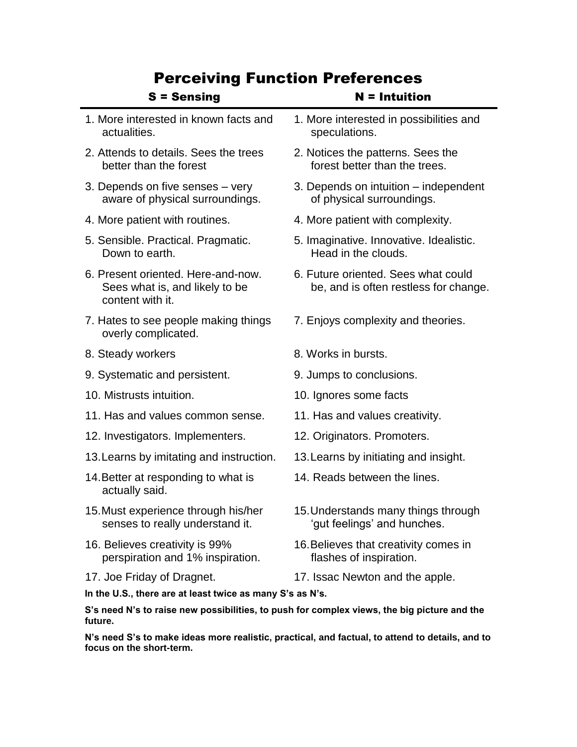# Perceiving Function Preferences

| S = Sensing | N = Intuition |
|---|---|
| 1. More interested in known facts and actualities. | 1. More interested in possibilities and speculations. |
| 2. Attends to details. Sees the trees better than the forest | 2. Notices the patterns. Sees the forest better than the trees. |
| 3. Depends on five senses – very aware of physical surroundings. | 3. Depends on intuition – independent of physical surroundings. |
| 4. More patient with routines. | 4. More patient with complexity. |
| 5. Sensible. Practical. Pragmatic. Down to earth. | 5. Imaginative. Innovative. Idealistic. Head in the clouds. |
| 6. Present oriented. Here-and-now. Sees what is, and likely to be content with it. | 6. Future oriented. Sees what could be, and is often restless for change. |
| 7. Hates to see people making things overly complicated. | 7. Enjoys complexity and theories. |
| 8. Steady workers | 8. Works in bursts. |
| 9. Systematic and persistent. | 9. Jumps to conclusions. |
| 10. Mistrusts intuition. | 10. Ignores some facts |
| 11. Has and values common sense. | 11. Has and values creativity. |
| 12. Investigators. Implementers. | 12. Originators. Promoters. |
| 13. Learns by imitating and instruction. | 13. Learns by initiating and insight. |
| 14. Better at responding to what is actually said. | 14. Reads between the lines. |
| 15. Must experience through his/her senses to really understand it. | 15. Understands many things through 'gut feelings' and hunches. |
| 16. Believes creativity is 99% perspiration and 1% inspiration. | 16. Believes that creativity comes in flashes of inspiration. |
| 17. Joe Friday of Dragnet. | 17. Issac Newton and the apple. |

**In the U.S., there are at least twice as many S's as N's.**

**S's need N's to raise new possibilities, to push for complex views, the big picture and the future.**

**N's need S's to make ideas more realistic, practical, and factual, to attend to details, and to focus on the short-term.**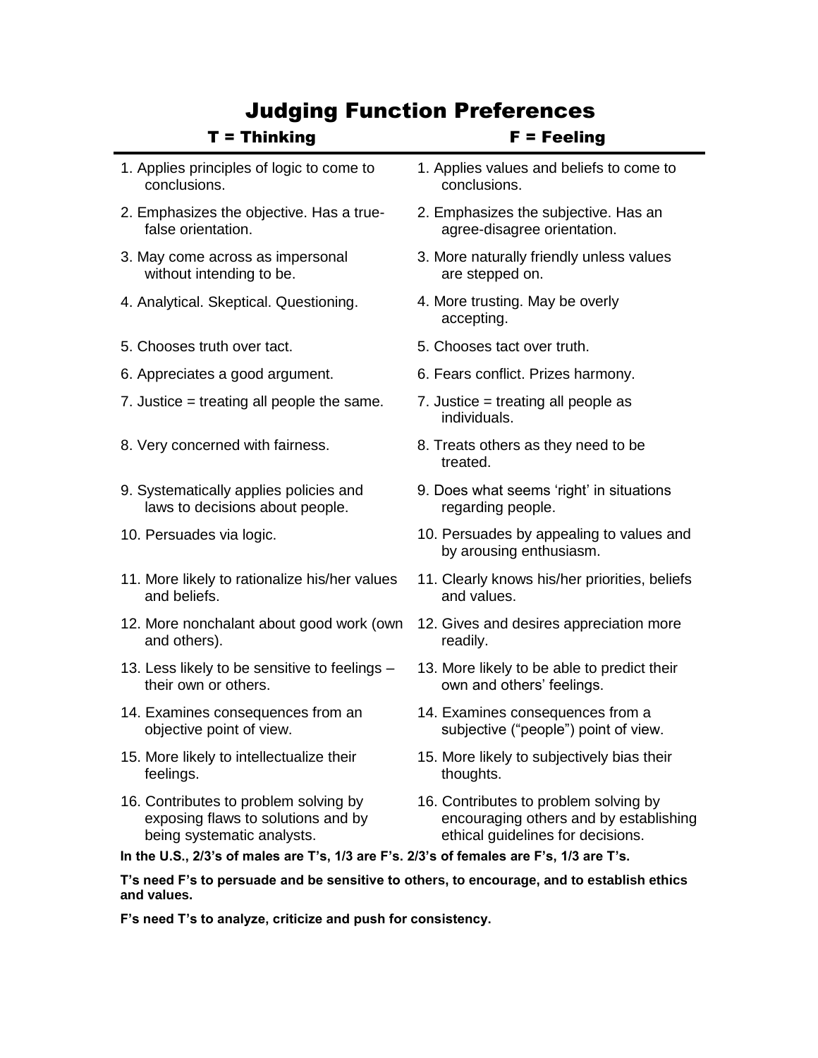# Judging Function Preferences

| T = Thinking | F = Feeling |
|---|---|
| 1. Applies principles of logic to come to conclusions. | 1. Applies values and beliefs to come to conclusions. |
| 2. Emphasizes the objective. Has a true-false orientation. | 2. Emphasizes the subjective. Has an agree-disagree orientation. |
| 3. May come across as impersonal without intending to be. | 3. More naturally friendly unless values are stepped on. |
| 4. Analytical. Skeptical. Questioning. | 4. More trusting. May be overly accepting. |
| 5. Chooses truth over tact. | 5. Chooses tact over truth. |
| 6. Appreciates a good argument. | 6. Fears conflict. Prizes harmony. |
| 7. Justice = treating all people the same. | 7. Justice = treating all people as individuals. |
| 8. Very concerned with fairness. | 8. Treats others as they need to be treated. |
| 9. Systematically applies policies and laws to decisions about people. | 9. Does what seems 'right' in situations regarding people. |
| 10. Persuades via logic. | 10. Persuades by appealing to values and by arousing enthusiasm. |
| 11. More likely to rationalize his/her values and beliefs. | 11. Clearly knows his/her priorities, beliefs and values. |
| 12. More nonchalant about good work (own and others). | 12. Gives and desires appreciation more readily. |
| 13. Less likely to be sensitive to feelings – their own or others. | 13. More likely to be able to predict their own and others' feelings. |
| 14. Examines consequences from an objective point of view. | 14. Examines consequences from a subjective ("people") point of view. |
| 15. More likely to intellectualize their feelings. | 15. More likely to subjectively bias their thoughts. |
| 16. Contributes to problem solving by exposing flaws to solutions and by being systematic analysts. | 16. Contributes to problem solving by encouraging others and by establishing ethical guidelines for decisions. |

**In the U.S., 2/3's of males are T's, 1/3 are F's. 2/3's of females are F's, 1/3 are T's.**

**T's need F's to persuade and be sensitive to others, to encourage, and to establish ethics and values.**

**F's need T's to analyze, criticize and push for consistency.**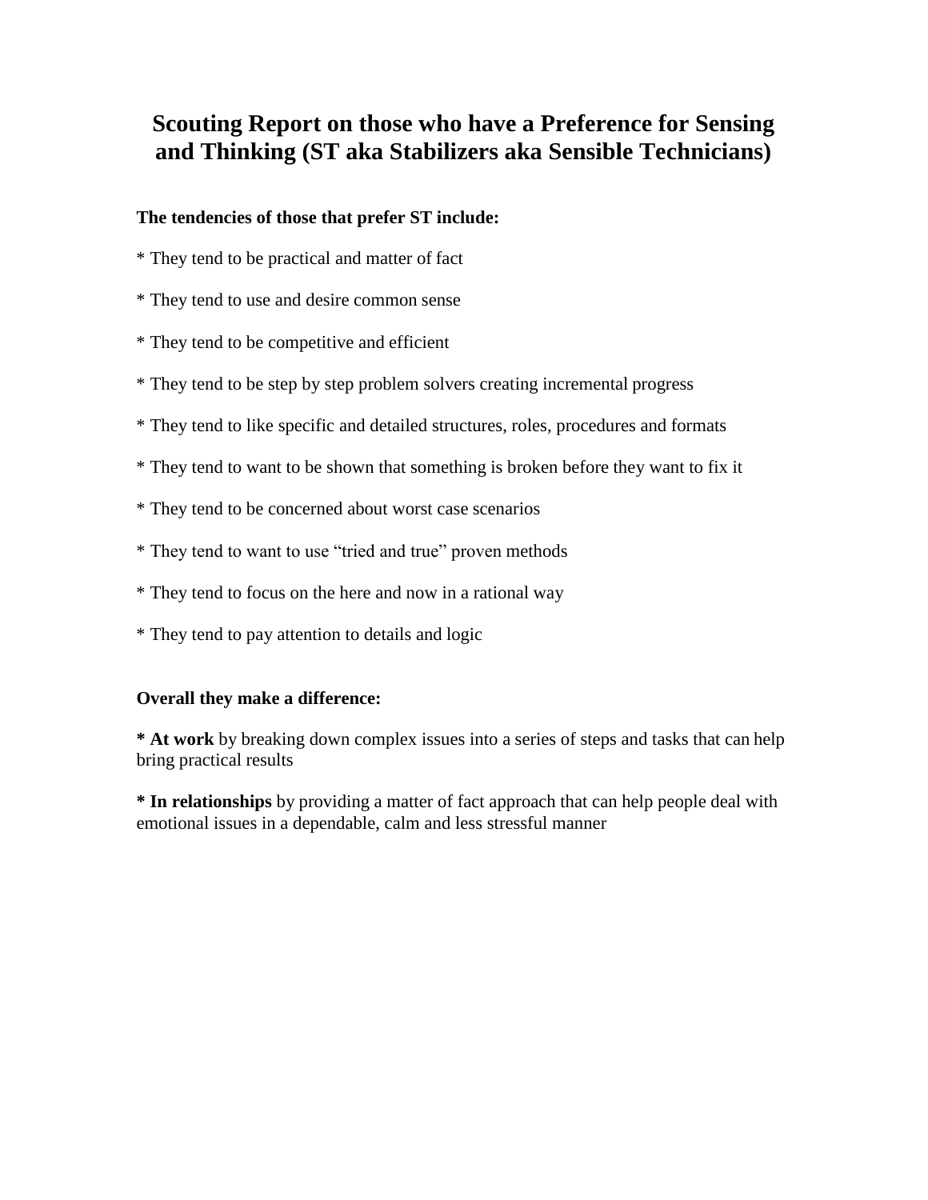# Scouting Report on those who have a Preference for Sensing and Thinking (ST aka Stabilizers aka Sensible Technicians)

**The tendencies of those that prefer ST include:**

* They tend to be practical and matter of fact

* They tend to use and desire common sense

* They tend to be competitive and efficient

* They tend to be step by step problem solvers creating incremental progress

* They tend to like specific and detailed structures, roles, procedures and formats

* They tend to want to be shown that something is broken before they want to fix it

* They tend to be concerned about worst case scenarios

* They tend to want to use "tried and true" proven methods

* They tend to focus on the here and now in a rational way

* They tend to pay attention to details and logic

**Overall they make a difference:**

**\* At work** by breaking down complex issues into a series of steps and tasks that can help bring practical results

**\* In relationships** by providing a matter of fact approach that can help people deal with emotional issues in a dependable, calm and less stressful manner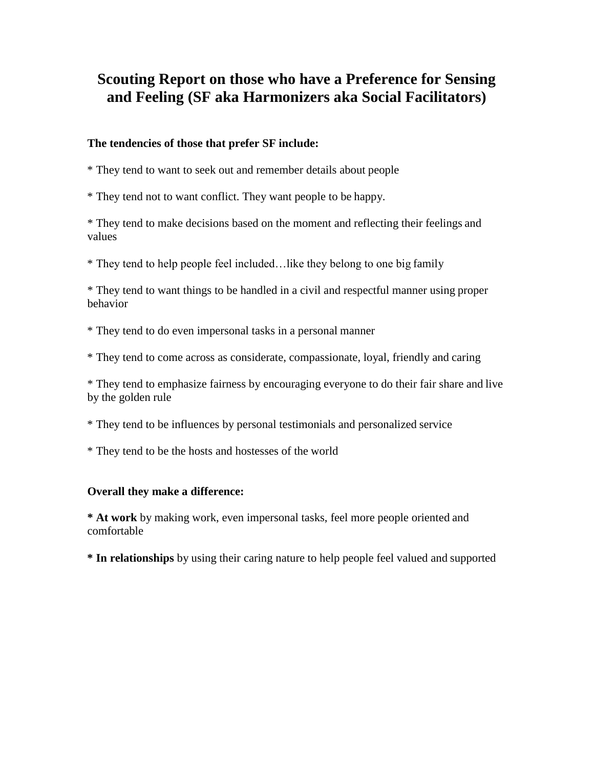# Scouting Report on those who have a Preference for Sensing and Feeling (SF aka Harmonizers aka Social Facilitators)

**The tendencies of those that prefer SF include:**

* They tend to want to seek out and remember details about people

* They tend not to want conflict. They want people to be happy.

* They tend to make decisions based on the moment and reflecting their feelings and values

* They tend to help people feel included…like they belong to one big family

* They tend to want things to be handled in a civil and respectful manner using proper behavior

* They tend to do even impersonal tasks in a personal manner

* They tend to come across as considerate, compassionate, loyal, friendly and caring

* They tend to emphasize fairness by encouraging everyone to do their fair share and live by the golden rule

* They tend to be influences by personal testimonials and personalized service

* They tend to be the hosts and hostesses of the world

**Overall they make a difference:**

**\* At work** by making work, even impersonal tasks, feel more people oriented and comfortable

**\* In relationships** by using their caring nature to help people feel valued and supported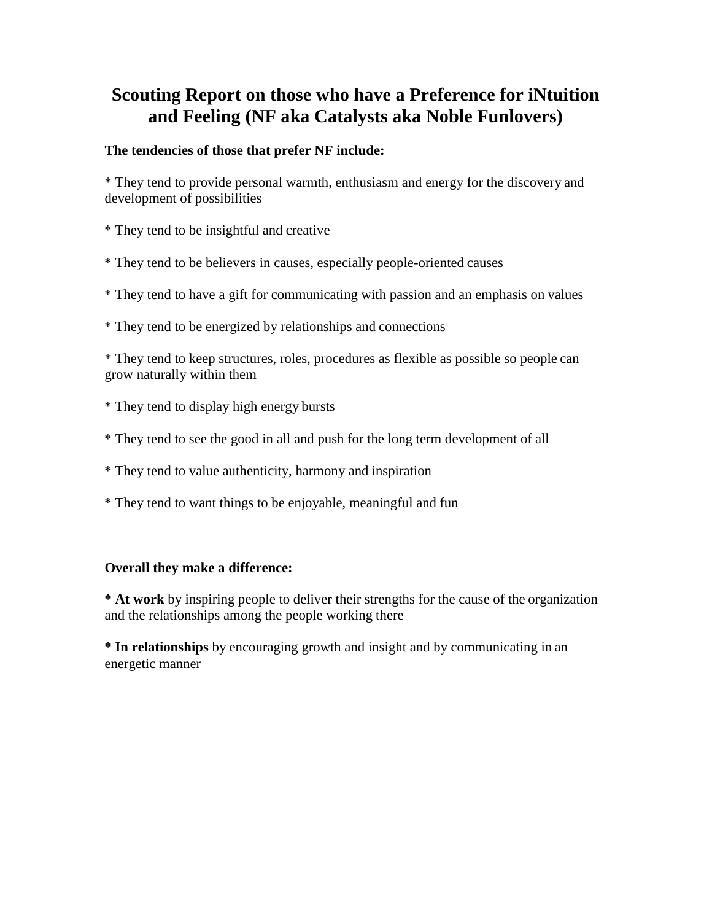# Scouting Report on those who have a Preference for iNtuition and Feeling (NF aka Catalysts aka Noble Funlovers)

**The tendencies of those that prefer NF include:**

* They tend to provide personal warmth, enthusiasm and energy for the discovery and development of possibilities

* They tend to be insightful and creative

* They tend to be believers in causes, especially people-oriented causes

* They tend to have a gift for communicating with passion and an emphasis on values

* They tend to be energized by relationships and connections

* They tend to keep structures, roles, procedures as flexible as possible so people can grow naturally within them

* They tend to display high energy bursts

* They tend to see the good in all and push for the long term development of all

* They tend to value authenticity, harmony and inspiration

* They tend to want things to be enjoyable, meaningful and fun

**Overall they make a difference:**

**\* At work** by inspiring people to deliver their strengths for the cause of the organization and the relationships among the people working there

**\* In relationships** by encouraging growth and insight and by communicating in an energetic manner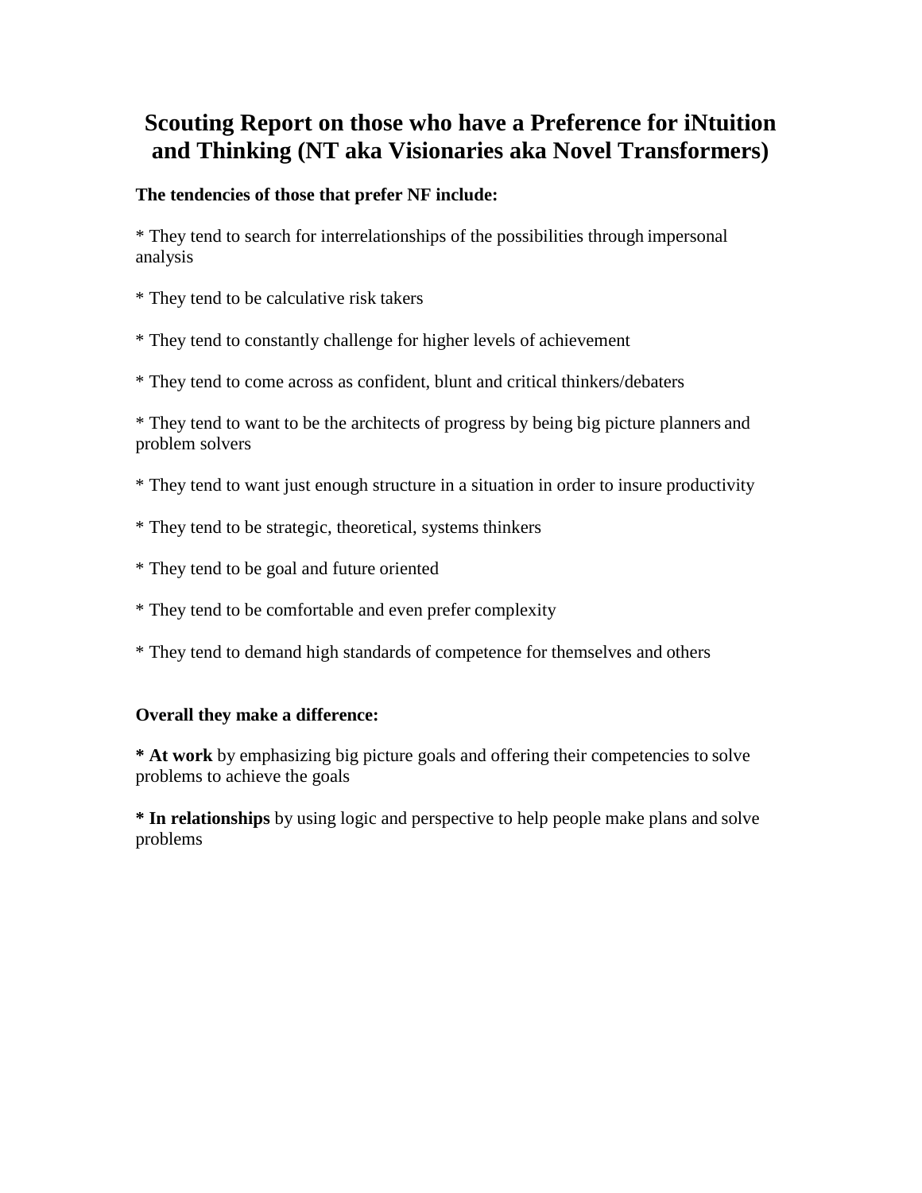# Scouting Report on those who have a Preference for iNtuition and Thinking (NT aka Visionaries aka Novel Transformers)

**The tendencies of those that prefer NF include:**

* They tend to search for interrelationships of the possibilities through impersonal analysis

* They tend to be calculative risk takers

* They tend to constantly challenge for higher levels of achievement

* They tend to come across as confident, blunt and critical thinkers/debaters

* They tend to want to be the architects of progress by being big picture planners and problem solvers

* They tend to want just enough structure in a situation in order to insure productivity

* They tend to be strategic, theoretical, systems thinkers

* They tend to be goal and future oriented

* They tend to be comfortable and even prefer complexity

* They tend to demand high standards of competence for themselves and others

**Overall they make a difference:**

**\* At work** by emphasizing big picture goals and offering their competencies to solve problems to achieve the goals

**\* In relationships** by using logic and perspective to help people make plans and solve problems